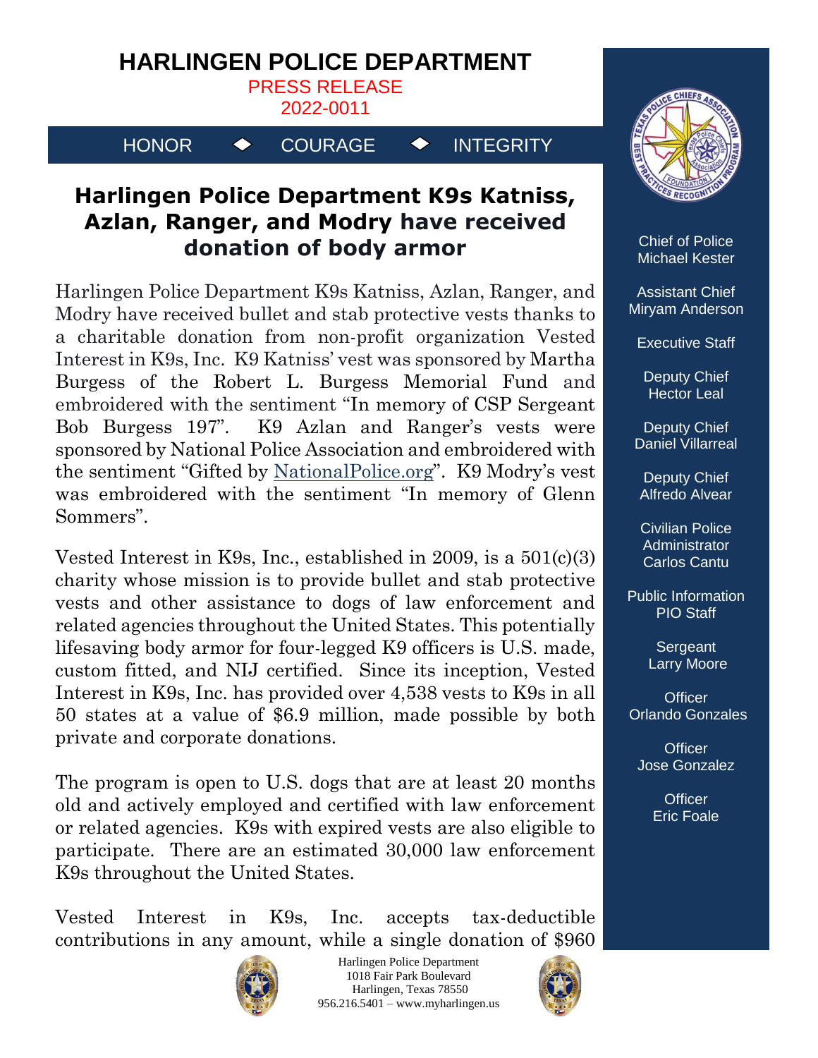# HARLINGEN POLICE DEPARTMENT

PRESS RELEASE
2022-0011

HONOR ◆ COURAGE ◆ INTEGRITY

## Harlingen Police Department K9s Katniss, Azlan, Ranger, and Modry have received donation of body armor

Harlingen Police Department K9s Katniss, Azlan, Ranger, and Modry have received bullet and stab protective vests thanks to a charitable donation from non-profit organization Vested Interest in K9s, Inc. K9 Katniss' vest was sponsored by Martha Burgess of the Robert L. Burgess Memorial Fund and embroidered with the sentiment "In memory of CSP Sergeant Bob Burgess 197". K9 Azlan and Ranger's vests were sponsored by National Police Association and embroidered with the sentiment "Gifted by NationalPolice.org". K9 Modry's vest was embroidered with the sentiment "In memory of Glenn Sommers".

Vested Interest in K9s, Inc., established in 2009, is a 501(c)(3) charity whose mission is to provide bullet and stab protective vests and other assistance to dogs of law enforcement and related agencies throughout the United States. This potentially lifesaving body armor for four-legged K9 officers is U.S. made, custom fitted, and NIJ certified. Since its inception, Vested Interest in K9s, Inc. has provided over 4,538 vests to K9s in all 50 states at a value of $6.9 million, made possible by both private and corporate donations.

The program is open to U.S. dogs that are at least 20 months old and actively employed and certified with law enforcement or related agencies. K9s with expired vests are also eligible to participate. There are an estimated 30,000 law enforcement K9s throughout the United States.

Vested Interest in K9s, Inc. accepts tax-deductible contributions in any amount, while a single donation of $960

Chief of Police
Michael Kester

Assistant Chief
Miryam Anderson

Executive Staff

Deputy Chief
Hector Leal

Deputy Chief
Daniel Villarreal

Deputy Chief
Alfredo Alvear

Civilian Police Administrator
Carlos Cantu

Public Information
PIO Staff

Sergeant
Larry Moore

Officer
Orlando Gonzales

Officer
Jose Gonzalez

Officer
Eric Foale

Harlingen Police Department
1018 Fair Park Boulevard
Harlingen, Texas 78550
956.216.5401 – www.myharlingen.us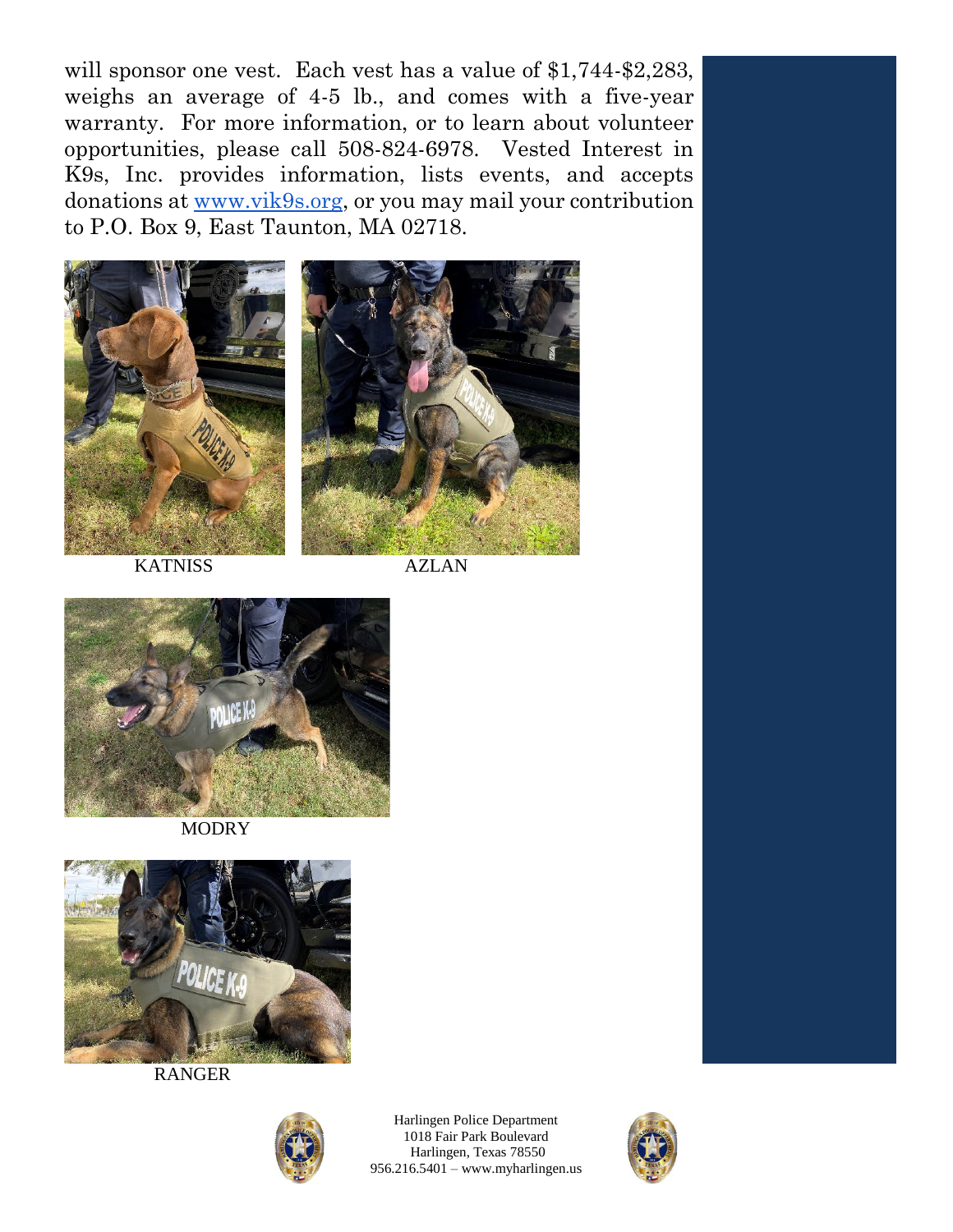will sponsor one vest. Each vest has a value of $1,744-$2,283, weighs an average of 4-5 lb., and comes with a five-year warranty. For more information, or to learn about volunteer opportunities, please call 508-824-6978. Vested Interest in K9s, Inc. provides information, lists events, and accepts donations at [www.vik9s.org](http://www.vik9s.org), or you may mail your contribution to P.O. Box 9, East Taunton, MA 02718.

KATNISS

AZLAN

MODRY

RANGER

Harlingen Police Department
1018 Fair Park Boulevard
Harlingen, Texas 78550
956.216.5401 – www.myharlingen.us